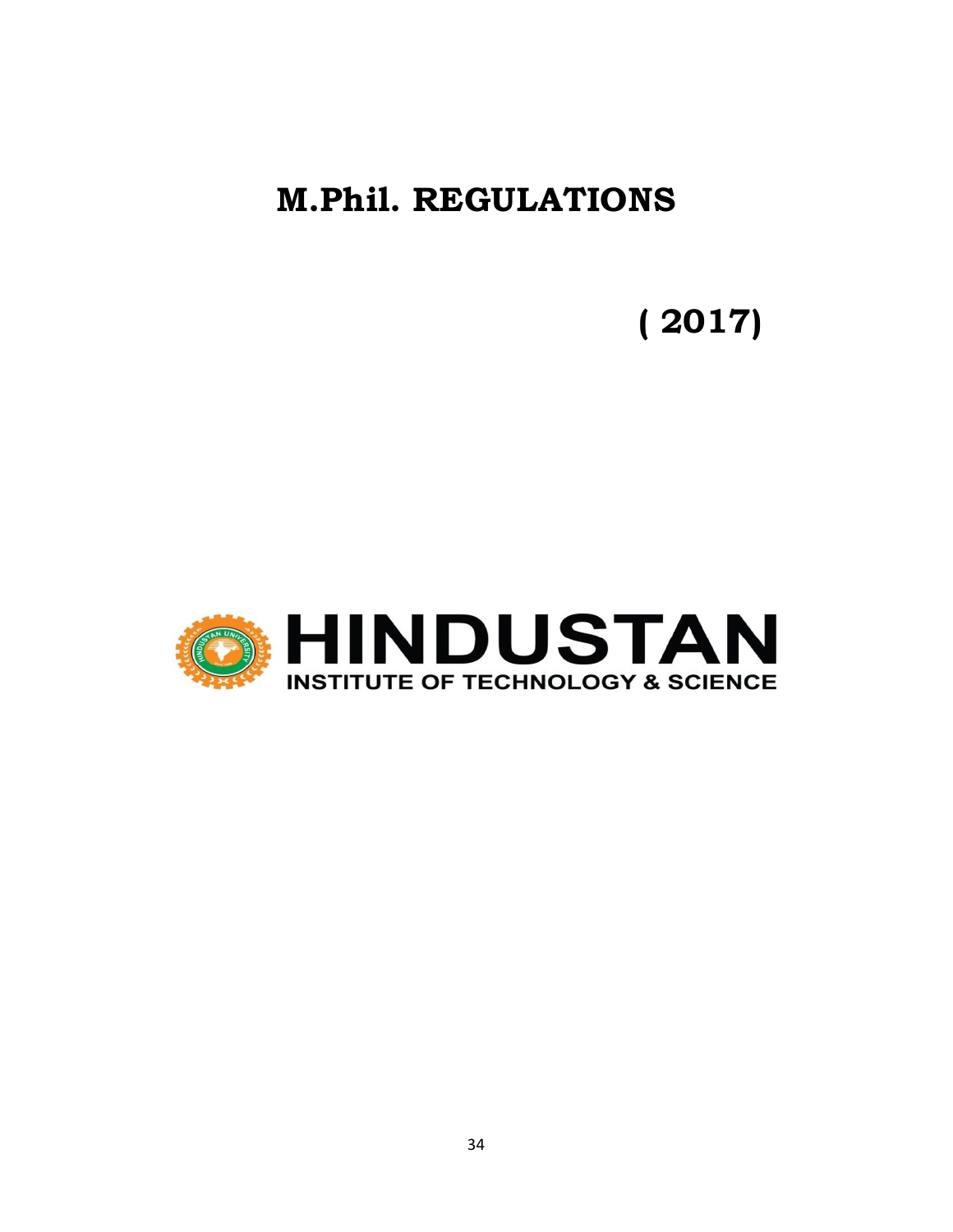# M.Phil. REGULATIONS

**( 2017)**

**HINDUSTAN**

**INSTITUTE OF TECHNOLOGY & SCIENCE**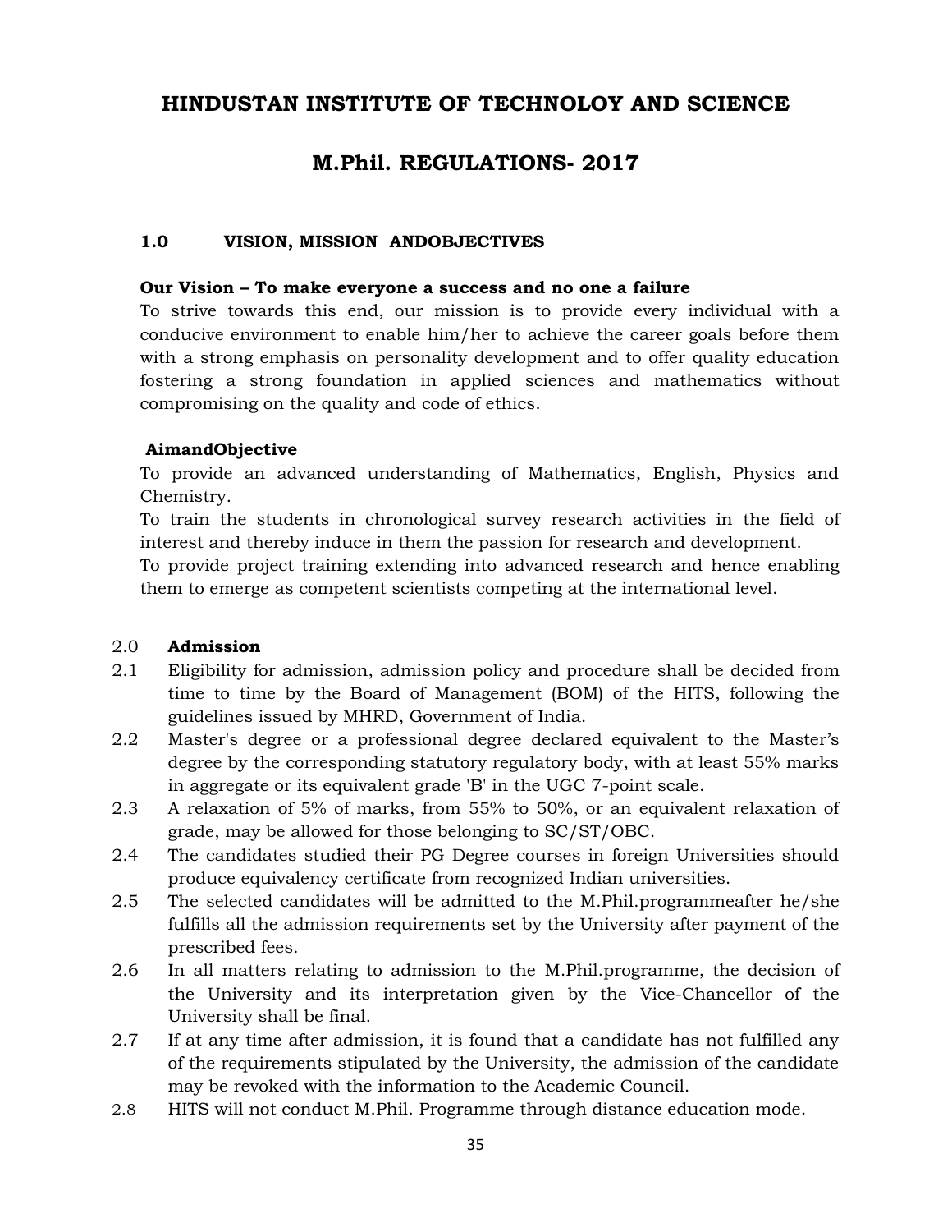# HINDUSTAN INSTITUTE OF TECHNOLOY AND SCIENCE

## M.Phil. REGULATIONS- 2017

### 1.0 VISION, MISSION ANDOBJECTIVES

**Our Vision – To make everyone a success and no one a failure**

To strive towards this end, our mission is to provide every individual with a conducive environment to enable him/her to achieve the career goals before them with a strong emphasis on personality development and to offer quality education fostering a strong foundation in applied sciences and mathematics without compromising on the quality and code of ethics.

**AimandObjective**

To provide an advanced understanding of Mathematics, English, Physics and Chemistry.

To train the students in chronological survey research activities in the field of interest and thereby induce in them the passion for research and development.

To provide project training extending into advanced research and hence enabling them to emerge as competent scientists competing at the international level.

### 2.0 Admission

2.1 Eligibility for admission, admission policy and procedure shall be decided from time to time by the Board of Management (BOM) of the HITS, following the guidelines issued by MHRD, Government of India.

2.2 Master's degree or a professional degree declared equivalent to the Master's degree by the corresponding statutory regulatory body, with at least 55% marks in aggregate or its equivalent grade 'B' in the UGC 7-point scale.

2.3 A relaxation of 5% of marks, from 55% to 50%, or an equivalent relaxation of grade, may be allowed for those belonging to SC/ST/OBC.

2.4 The candidates studied their PG Degree courses in foreign Universities should produce equivalency certificate from recognized Indian universities.

2.5 The selected candidates will be admitted to the M.Phil.programmeafter he/she fulfills all the admission requirements set by the University after payment of the prescribed fees.

2.6 In all matters relating to admission to the M.Phil.programme, the decision of the University and its interpretation given by the Vice-Chancellor of the University shall be final.

2.7 If at any time after admission, it is found that a candidate has not fulfilled any of the requirements stipulated by the University, the admission of the candidate may be revoked with the information to the Academic Council.

2.8 HITS will not conduct M.Phil. Programme through distance education mode.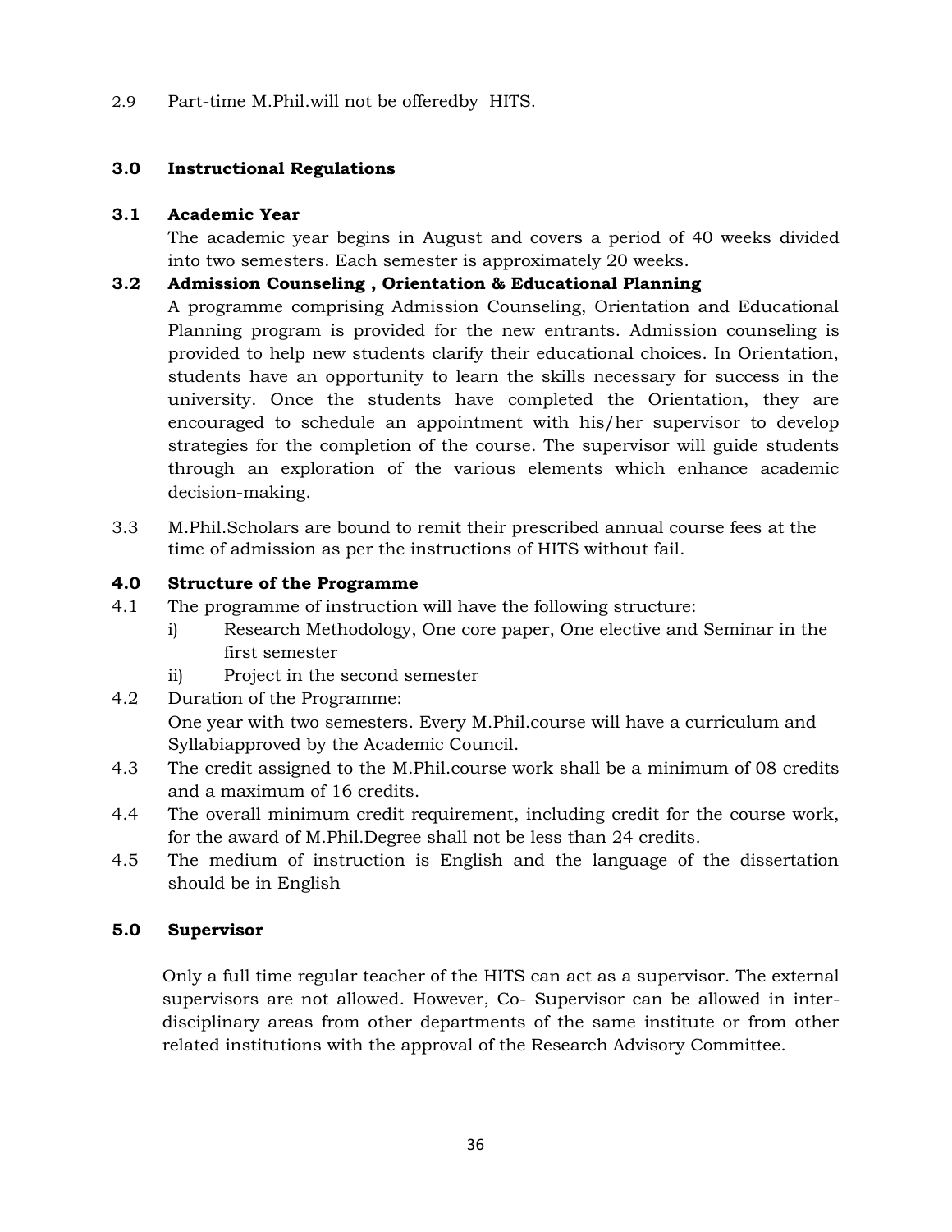2.9 Part-time M.Phil.will not be offeredby HITS.

## 3.0 Instructional Regulations

### 3.1 Academic Year

The academic year begins in August and covers a period of 40 weeks divided into two semesters. Each semester is approximately 20 weeks.

### 3.2 Admission Counseling , Orientation & Educational Planning

A programme comprising Admission Counseling, Orientation and Educational Planning program is provided for the new entrants. Admission counseling is provided to help new students clarify their educational choices. In Orientation, students have an opportunity to learn the skills necessary for success in the university. Once the students have completed the Orientation, they are encouraged to schedule an appointment with his/her supervisor to develop strategies for the completion of the course. The supervisor will guide students through an exploration of the various elements which enhance academic decision-making.

3.3 M.Phil.Scholars are bound to remit their prescribed annual course fees at the time of admission as per the instructions of HITS without fail.

## 4.0 Structure of the Programme

4.1 The programme of instruction will have the following structure:

- i) Research Methodology, One core paper, One elective and Seminar in the first semester
- ii) Project in the second semester

4.2 Duration of the Programme:
One year with two semesters. Every M.Phil.course will have a curriculum and Syllabiapproved by the Academic Council.

4.3 The credit assigned to the M.Phil.course work shall be a minimum of 08 credits and a maximum of 16 credits.

4.4 The overall minimum credit requirement, including credit for the course work, for the award of M.Phil.Degree shall not be less than 24 credits.

4.5 The medium of instruction is English and the language of the dissertation should be in English

## 5.0 Supervisor

Only a full time regular teacher of the HITS can act as a supervisor. The external supervisors are not allowed. However, Co- Supervisor can be allowed in inter-disciplinary areas from other departments of the same institute or from other related institutions with the approval of the Research Advisory Committee.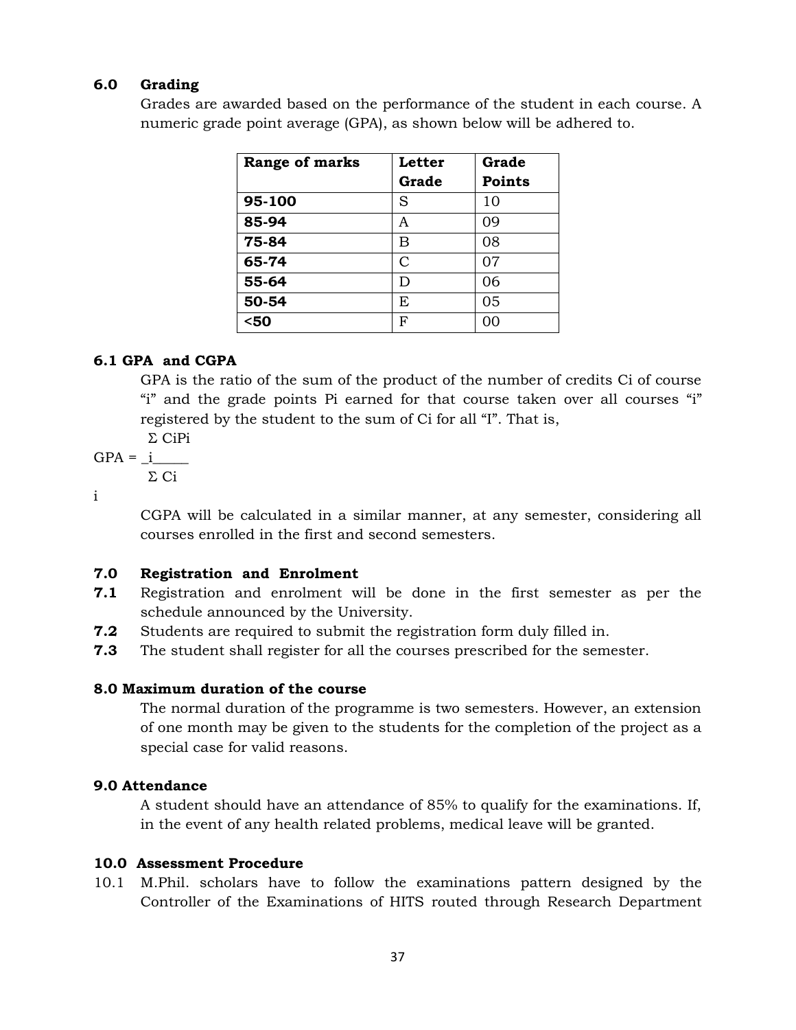## 6.0 Grading

Grades are awarded based on the performance of the student in each course. A numeric grade point average (GPA), as shown below will be adhered to.

| Range of marks | Letter Grade | Grade Points |
|---|---|---|
| **95-100** | S | 10 |
| **85-94** | A | 09 |
| **75-84** | B | 08 |
| **65-74** | C | 07 |
| **55-64** | D | 06 |
| **50-54** | E | 05 |
| **<50** | F | 00 |

## 6.1 GPA and CGPA

GPA is the ratio of the sum of the product of the number of credits Ci of course "i" and the grade points Pi earned for that course taken over all courses "i" registered by the student to the sum of Ci for all "I". That is,

$$GPA = \frac{\sum_i C_i P_i}{\sum_i C_i}$$

CGPA will be calculated in a similar manner, at any semester, considering all courses enrolled in the first and second semesters.

## 7.0 Registration and Enrolment

**7.1** Registration and enrolment will be done in the first semester as per the schedule announced by the University.

**7.2** Students are required to submit the registration form duly filled in.

**7.3** The student shall register for all the courses prescribed for the semester.

## 8.0 Maximum duration of the course

The normal duration of the programme is two semesters. However, an extension of one month may be given to the students for the completion of the project as a special case for valid reasons.

## 9.0 Attendance

A student should have an attendance of 85% to qualify for the examinations. If, in the event of any health related problems, medical leave will be granted.

## 10.0 Assessment Procedure

10.1 M.Phil. scholars have to follow the examinations pattern designed by the Controller of the Examinations of HITS routed through Research Department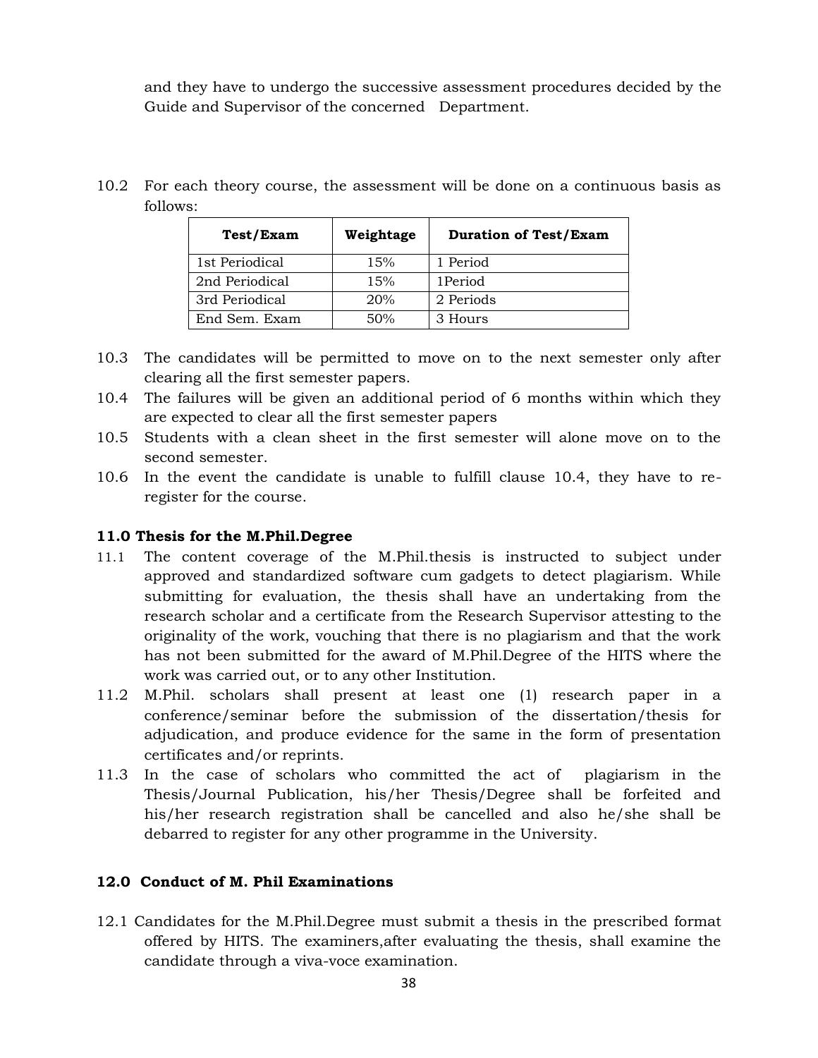and they have to undergo the successive assessment procedures decided by the Guide and Supervisor of the concerned Department.

10.2 For each theory course, the assessment will be done on a continuous basis as follows:

| Test/Exam | Weightage | Duration of Test/Exam |
|---|---|---|
| 1st Periodical | 15% | 1 Period |
| 2nd Periodical | 15% | 1Period |
| 3rd Periodical | 20% | 2 Periods |
| End Sem. Exam | 50% | 3 Hours |

10.3 The candidates will be permitted to move on to the next semester only after clearing all the first semester papers.

10.4 The failures will be given an additional period of 6 months within which they are expected to clear all the first semester papers

10.5 Students with a clean sheet in the first semester will alone move on to the second semester.

10.6 In the event the candidate is unable to fulfill clause 10.4, they have to re-register for the course.

## 11.0 Thesis for the M.Phil.Degree

11.1 The content coverage of the M.Phil.thesis is instructed to subject under approved and standardized software cum gadgets to detect plagiarism. While submitting for evaluation, the thesis shall have an undertaking from the research scholar and a certificate from the Research Supervisor attesting to the originality of the work, vouching that there is no plagiarism and that the work has not been submitted for the award of M.Phil.Degree of the HITS where the work was carried out, or to any other Institution.

11.2 M.Phil. scholars shall present at least one (1) research paper in a conference/seminar before the submission of the dissertation/thesis for adjudication, and produce evidence for the same in the form of presentation certificates and/or reprints.

11.3 In the case of scholars who committed the act of plagiarism in the Thesis/Journal Publication, his/her Thesis/Degree shall be forfeited and his/her research registration shall be cancelled and also he/she shall be debarred to register for any other programme in the University.

## 12.0 Conduct of M. Phil Examinations

12.1 Candidates for the M.Phil.Degree must submit a thesis in the prescribed format offered by HITS. The examiners,after evaluating the thesis, shall examine the candidate through a viva-voce examination.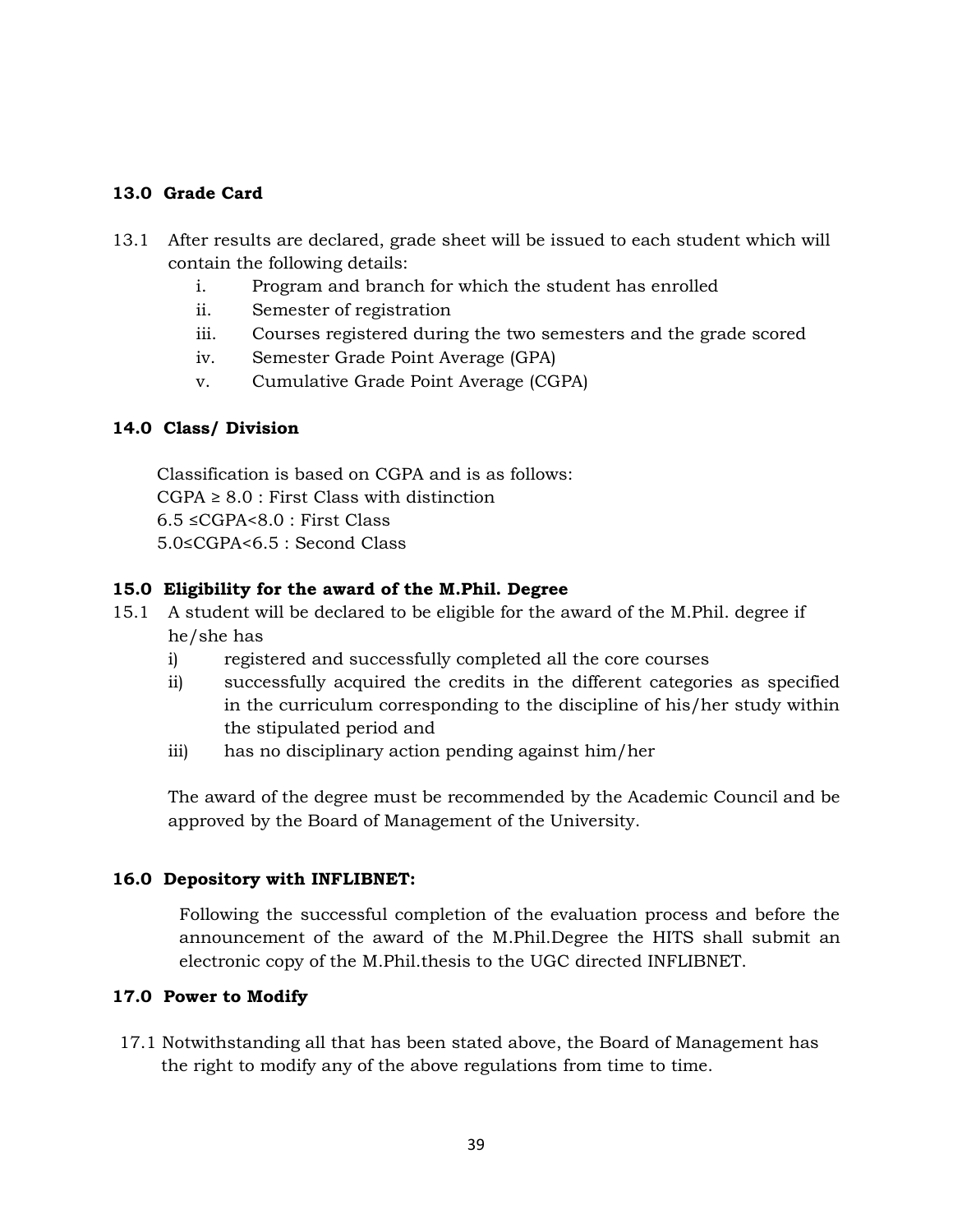## 13.0 Grade Card

13.1 After results are declared, grade sheet will be issued to each student which will contain the following details:

   i. Program and branch for which the student has enrolled
   ii. Semester of registration
   iii. Courses registered during the two semesters and the grade scored
   iv. Semester Grade Point Average (GPA)
   v. Cumulative Grade Point Average (CGPA)

## 14.0 Class/ Division

Classification is based on CGPA and is as follows:

CGPA $\geq$ 8.0 : First Class with distinction

6.5 $\leq$CGPA<8.0 : First Class

5.0$\leq$CGPA<6.5 : Second Class

## 15.0 Eligibility for the award of the M.Phil. Degree

15.1 A student will be declared to be eligible for the award of the M.Phil. degree if he/she has

   i) registered and successfully completed all the core courses
   ii) successfully acquired the credits in the different categories as specified in the curriculum corresponding to the discipline of his/her study within the stipulated period and
   iii) has no disciplinary action pending against him/her

The award of the degree must be recommended by the Academic Council and be approved by the Board of Management of the University.

## 16.0 Depository with INFLIBNET:

Following the successful completion of the evaluation process and before the announcement of the award of the M.Phil.Degree the HITS shall submit an electronic copy of the M.Phil.thesis to the UGC directed INFLIBNET.

## 17.0 Power to Modify

17.1 Notwithstanding all that has been stated above, the Board of Management has the right to modify any of the above regulations from time to time.